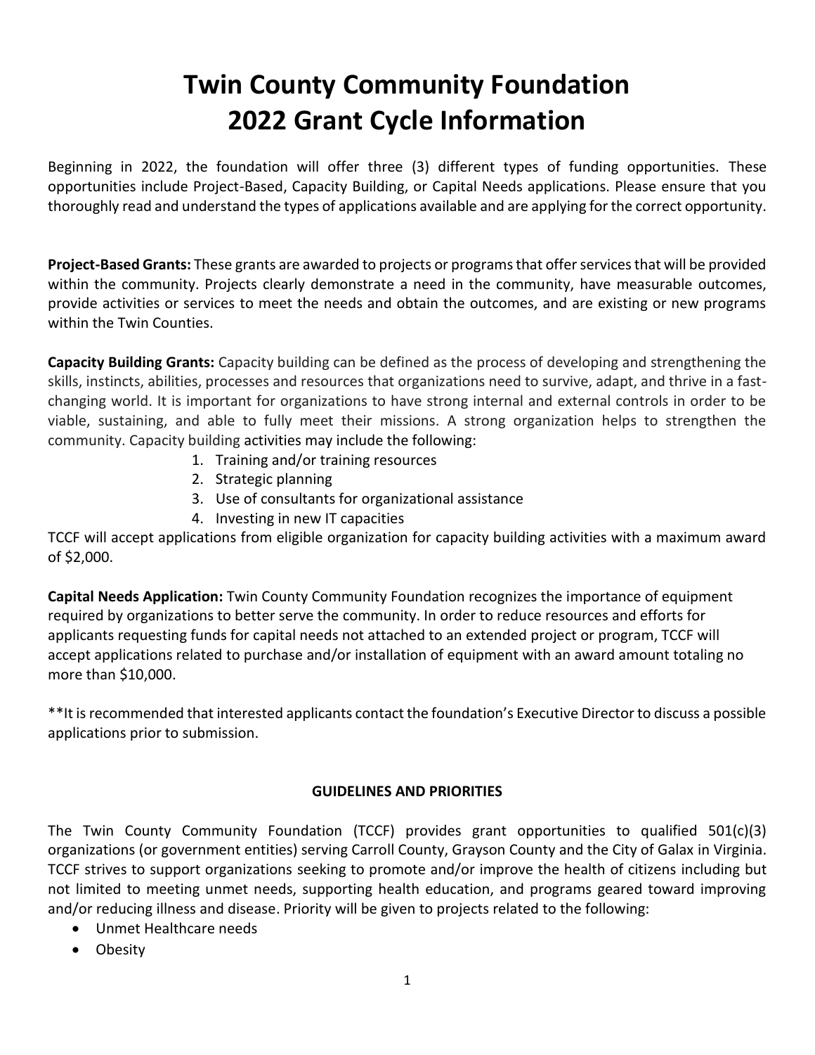# Twin County Community Foundation
# 2022 Grant Cycle Information

Beginning in 2022, the foundation will offer three (3) different types of funding opportunities. These opportunities include Project-Based, Capacity Building, or Capital Needs applications. Please ensure that you thoroughly read and understand the types of applications available and are applying for the correct opportunity.

**Project-Based Grants:** These grants are awarded to projects or programs that offer services that will be provided within the community. Projects clearly demonstrate a need in the community, have measurable outcomes, provide activities or services to meet the needs and obtain the outcomes, and are existing or new programs within the Twin Counties.

**Capacity Building Grants:** Capacity building can be defined as the process of developing and strengthening the skills, instincts, abilities, processes and resources that organizations need to survive, adapt, and thrive in a fast-changing world. It is important for organizations to have strong internal and external controls in order to be viable, sustaining, and able to fully meet their missions. A strong organization helps to strengthen the community. Capacity building activities may include the following:

1. Training and/or training resources
2. Strategic planning
3. Use of consultants for organizational assistance
4. Investing in new IT capacities

TCCF will accept applications from eligible organization for capacity building activities with a maximum award of $2,000.

**Capital Needs Application:** Twin County Community Foundation recognizes the importance of equipment required by organizations to better serve the community. In order to reduce resources and efforts for applicants requesting funds for capital needs not attached to an extended project or program, TCCF will accept applications related to purchase and/or installation of equipment with an award amount totaling no more than $10,000.

**It is recommended that interested applicants contact the foundation's Executive Director to discuss a possible applications prior to submission.

## GUIDELINES AND PRIORITIES

The Twin County Community Foundation (TCCF) provides grant opportunities to qualified 501(c)(3) organizations (or government entities) serving Carroll County, Grayson County and the City of Galax in Virginia. TCCF strives to support organizations seeking to promote and/or improve the health of citizens including but not limited to meeting unmet needs, supporting health education, and programs geared toward improving and/or reducing illness and disease. Priority will be given to projects related to the following:

- Unmet Healthcare needs
- Obesity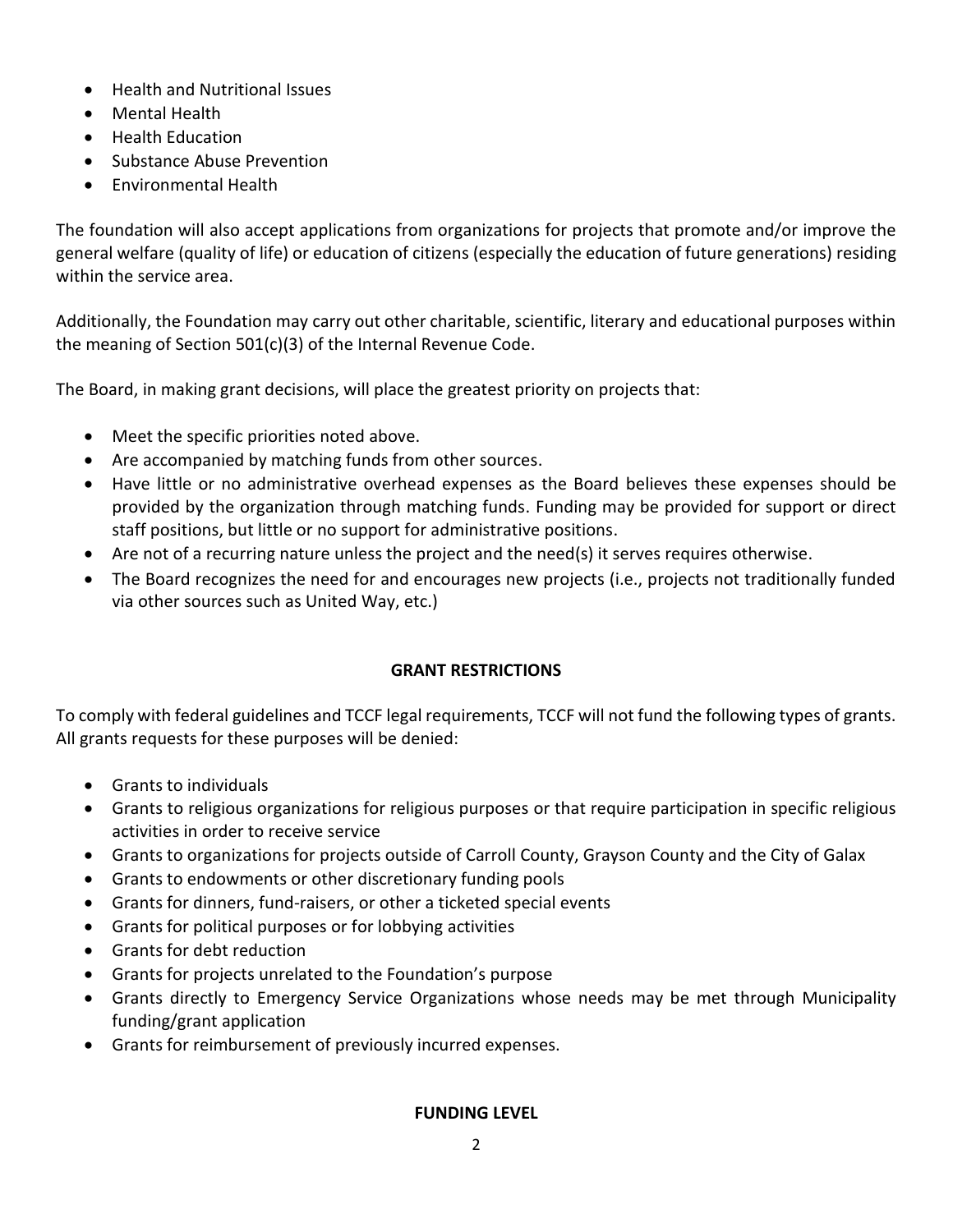- Health and Nutritional Issues
- Mental Health
- Health Education
- Substance Abuse Prevention
- Environmental Health

The foundation will also accept applications from organizations for projects that promote and/or improve the general welfare (quality of life) or education of citizens (especially the education of future generations) residing within the service area.

Additionally, the Foundation may carry out other charitable, scientific, literary and educational purposes within the meaning of Section 501(c)(3) of the Internal Revenue Code.

The Board, in making grant decisions, will place the greatest priority on projects that:

- Meet the specific priorities noted above.
- Are accompanied by matching funds from other sources.
- Have little or no administrative overhead expenses as the Board believes these expenses should be provided by the organization through matching funds. Funding may be provided for support or direct staff positions, but little or no support for administrative positions.
- Are not of a recurring nature unless the project and the need(s) it serves requires otherwise.
- The Board recognizes the need for and encourages new projects (i.e., projects not traditionally funded via other sources such as United Way, etc.)

## GRANT RESTRICTIONS

To comply with federal guidelines and TCCF legal requirements, TCCF will not fund the following types of grants. All grants requests for these purposes will be denied:

- Grants to individuals
- Grants to religious organizations for religious purposes or that require participation in specific religious activities in order to receive service
- Grants to organizations for projects outside of Carroll County, Grayson County and the City of Galax
- Grants to endowments or other discretionary funding pools
- Grants for dinners, fund-raisers, or other a ticketed special events
- Grants for political purposes or for lobbying activities
- Grants for debt reduction
- Grants for projects unrelated to the Foundation's purpose
- Grants directly to Emergency Service Organizations whose needs may be met through Municipality funding/grant application
- Grants for reimbursement of previously incurred expenses.

## FUNDING LEVEL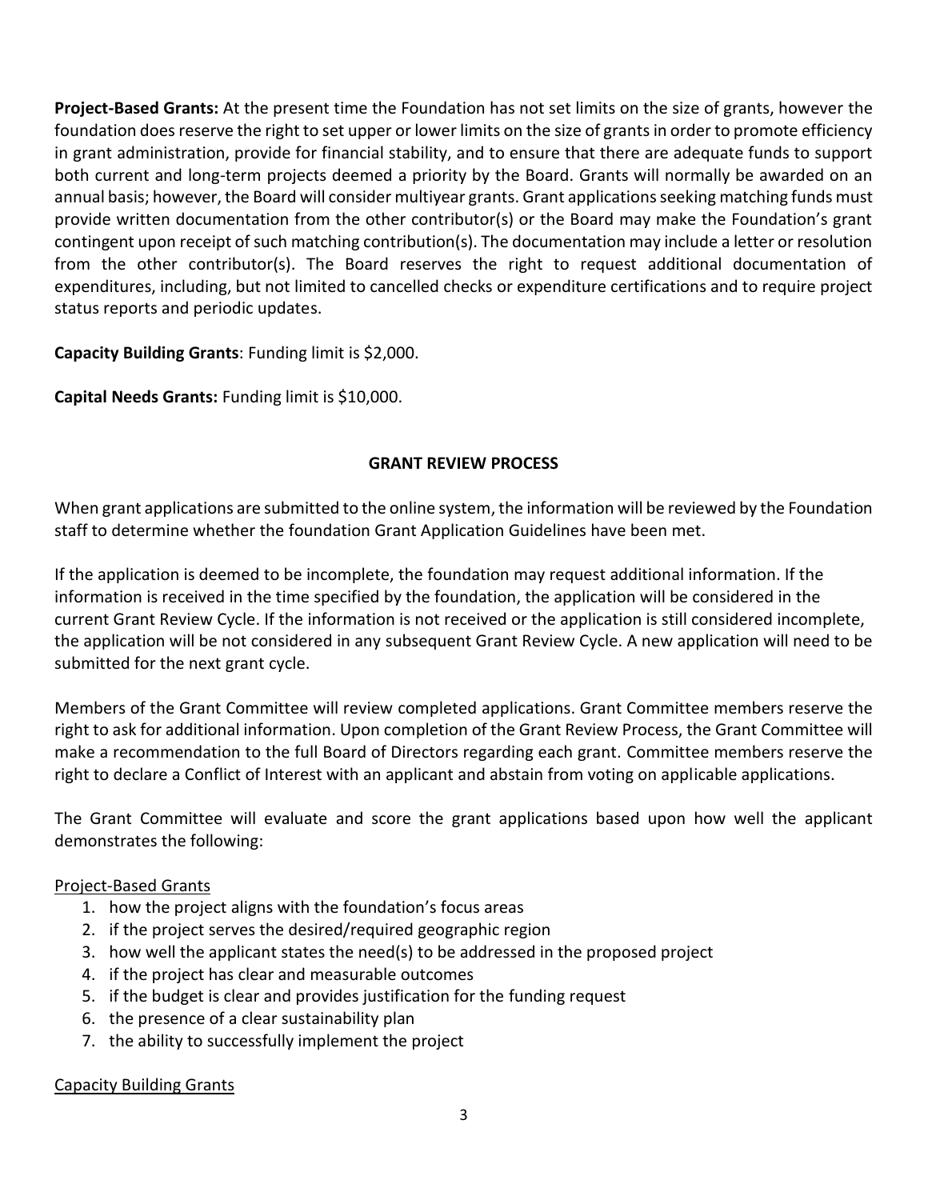**Project-Based Grants:** At the present time the Foundation has not set limits on the size of grants, however the foundation does reserve the right to set upper or lower limits on the size of grants in order to promote efficiency in grant administration, provide for financial stability, and to ensure that there are adequate funds to support both current and long-term projects deemed a priority by the Board. Grants will normally be awarded on an annual basis; however, the Board will consider multiyear grants. Grant applications seeking matching funds must provide written documentation from the other contributor(s) or the Board may make the Foundation's grant contingent upon receipt of such matching contribution(s). The documentation may include a letter or resolution from the other contributor(s). The Board reserves the right to request additional documentation of expenditures, including, but not limited to cancelled checks or expenditure certifications and to require project status reports and periodic updates.

**Capacity Building Grants**: Funding limit is $2,000.

**Capital Needs Grants:** Funding limit is $10,000.

## GRANT REVIEW PROCESS

When grant applications are submitted to the online system, the information will be reviewed by the Foundation staff to determine whether the foundation Grant Application Guidelines have been met.

If the application is deemed to be incomplete, the foundation may request additional information. If the information is received in the time specified by the foundation, the application will be considered in the current Grant Review Cycle. If the information is not received or the application is still considered incomplete, the application will be not considered in any subsequent Grant Review Cycle. A new application will need to be submitted for the next grant cycle.

Members of the Grant Committee will review completed applications. Grant Committee members reserve the right to ask for additional information. Upon completion of the Grant Review Process, the Grant Committee will make a recommendation to the full Board of Directors regarding each grant. Committee members reserve the right to declare a Conflict of Interest with an applicant and abstain from voting on applicable applications.

The Grant Committee will evaluate and score the grant applications based upon how well the applicant demonstrates the following:

Project-Based Grants

1. how the project aligns with the foundation's focus areas
2. if the project serves the desired/required geographic region
3. how well the applicant states the need(s) to be addressed in the proposed project
4. if the project has clear and measurable outcomes
5. if the budget is clear and provides justification for the funding request
6. the presence of a clear sustainability plan
7. the ability to successfully implement the project

Capacity Building Grants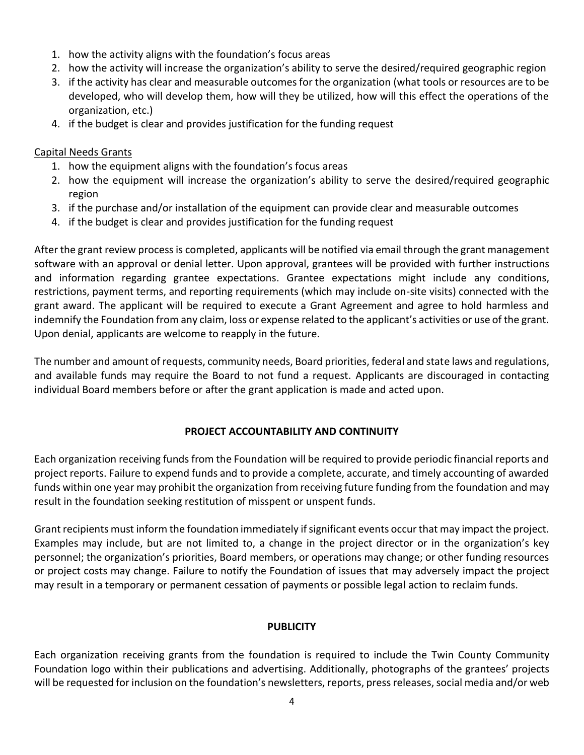1. how the activity aligns with the foundation's focus areas
2. how the activity will increase the organization's ability to serve the desired/required geographic region
3. if the activity has clear and measurable outcomes for the organization (what tools or resources are to be developed, who will develop them, how will they be utilized, how will this effect the operations of the organization, etc.)
4. if the budget is clear and provides justification for the funding request

<u>Capital Needs Grants</u>

1. how the equipment aligns with the foundation's focus areas
2. how the equipment will increase the organization's ability to serve the desired/required geographic region
3. if the purchase and/or installation of the equipment can provide clear and measurable outcomes
4. if the budget is clear and provides justification for the funding request

After the grant review process is completed, applicants will be notified via email through the grant management software with an approval or denial letter. Upon approval, grantees will be provided with further instructions and information regarding grantee expectations. Grantee expectations might include any conditions, restrictions, payment terms, and reporting requirements (which may include on-site visits) connected with the grant award. The applicant will be required to execute a Grant Agreement and agree to hold harmless and indemnify the Foundation from any claim, loss or expense related to the applicant's activities or use of the grant. Upon denial, applicants are welcome to reapply in the future.

The number and amount of requests, community needs, Board priorities, federal and state laws and regulations, and available funds may require the Board to not fund a request. Applicants are discouraged in contacting individual Board members before or after the grant application is made and acted upon.

## PROJECT ACCOUNTABILITY AND CONTINUITY

Each organization receiving funds from the Foundation will be required to provide periodic financial reports and project reports. Failure to expend funds and to provide a complete, accurate, and timely accounting of awarded funds within one year may prohibit the organization from receiving future funding from the foundation and may result in the foundation seeking restitution of misspent or unspent funds.

Grant recipients must inform the foundation immediately if significant events occur that may impact the project. Examples may include, but are not limited to, a change in the project director or in the organization's key personnel; the organization's priorities, Board members, or operations may change; or other funding resources or project costs may change. Failure to notify the Foundation of issues that may adversely impact the project may result in a temporary or permanent cessation of payments or possible legal action to reclaim funds.

## PUBLICITY

Each organization receiving grants from the foundation is required to include the Twin County Community Foundation logo within their publications and advertising. Additionally, photographs of the grantees' projects will be requested for inclusion on the foundation's newsletters, reports, press releases, social media and/or web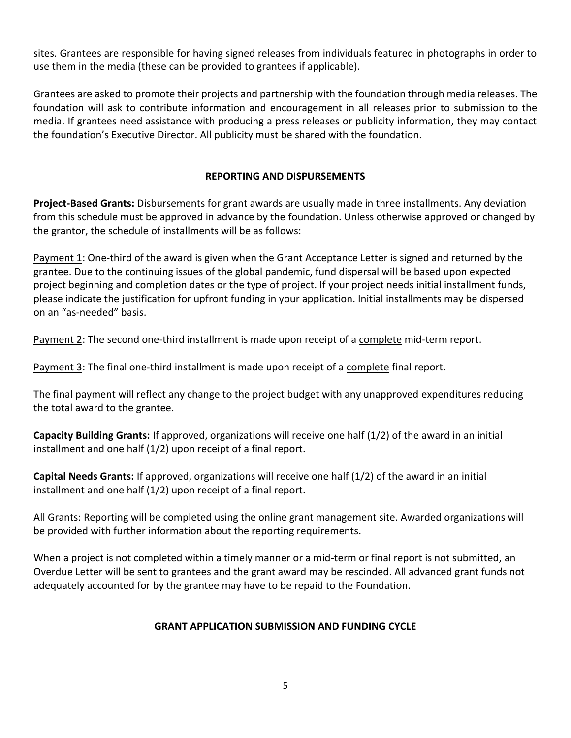sites. Grantees are responsible for having signed releases from individuals featured in photographs in order to use them in the media (these can be provided to grantees if applicable).

Grantees are asked to promote their projects and partnership with the foundation through media releases. The foundation will ask to contribute information and encouragement in all releases prior to submission to the media. If grantees need assistance with producing a press releases or publicity information, they may contact the foundation's Executive Director. All publicity must be shared with the foundation.

## REPORTING AND DISPURSEMENTS

**Project-Based Grants:** Disbursements for grant awards are usually made in three installments. Any deviation from this schedule must be approved in advance by the foundation. Unless otherwise approved or changed by the grantor, the schedule of installments will be as follows:

<u>Payment 1</u>: One-third of the award is given when the Grant Acceptance Letter is signed and returned by the grantee. Due to the continuing issues of the global pandemic, fund dispersal will be based upon expected project beginning and completion dates or the type of project. If your project needs initial installment funds, please indicate the justification for upfront funding in your application. Initial installments may be dispersed on an "as-needed" basis.

<u>Payment 2</u>: The second one-third installment is made upon receipt of a <u>complete</u> mid-term report.

<u>Payment 3</u>: The final one-third installment is made upon receipt of a <u>complete</u> final report.

The final payment will reflect any change to the project budget with any unapproved expenditures reducing the total award to the grantee.

**Capacity Building Grants:** If approved, organizations will receive one half (1/2) of the award in an initial installment and one half (1/2) upon receipt of a final report.

**Capital Needs Grants:** If approved, organizations will receive one half (1/2) of the award in an initial installment and one half (1/2) upon receipt of a final report.

All Grants: Reporting will be completed using the online grant management site. Awarded organizations will be provided with further information about the reporting requirements.

When a project is not completed within a timely manner or a mid-term or final report is not submitted, an Overdue Letter will be sent to grantees and the grant award may be rescinded. All advanced grant funds not adequately accounted for by the grantee may have to be repaid to the Foundation.

## GRANT APPLICATION SUBMISSION AND FUNDING CYCLE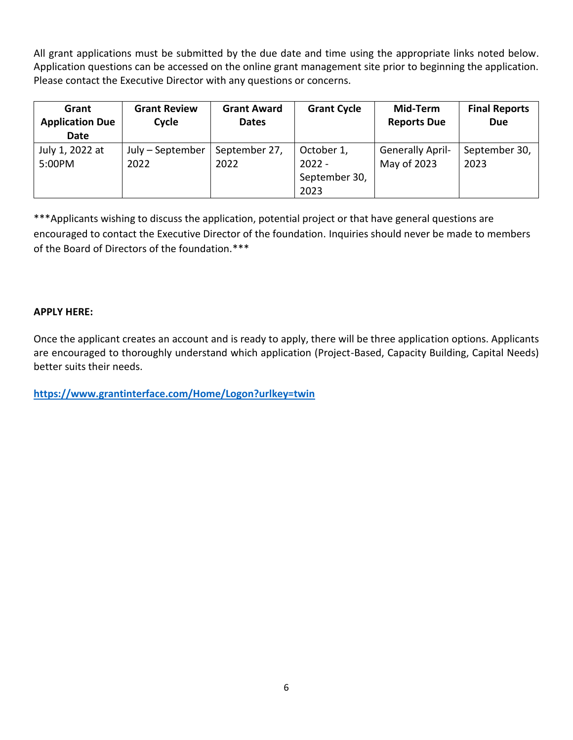All grant applications must be submitted by the due date and time using the appropriate links noted below. Application questions can be accessed on the online grant management site prior to beginning the application. Please contact the Executive Director with any questions or concerns.

| Grant Application Due Date | Grant Review Cycle | Grant Award Dates | Grant Cycle | Mid-Term Reports Due | Final Reports Due |
|---|---|---|---|---|---|
| July 1, 2022 at 5:00PM | July – September 2022 | September 27, 2022 | October 1, 2022 - September 30, 2023 | Generally April-May of 2023 | September 30, 2023 |

***Applicants wishing to discuss the application, potential project or that have general questions are encouraged to contact the Executive Director of the foundation. Inquiries should never be made to members of the Board of Directors of the foundation.***

**APPLY HERE:**

Once the applicant creates an account and is ready to apply, there will be three application options. Applicants are encouraged to thoroughly understand which application (Project-Based, Capacity Building, Capital Needs) better suits their needs.

**https://www.grantinterface.com/Home/Logon?urlkey=twin**